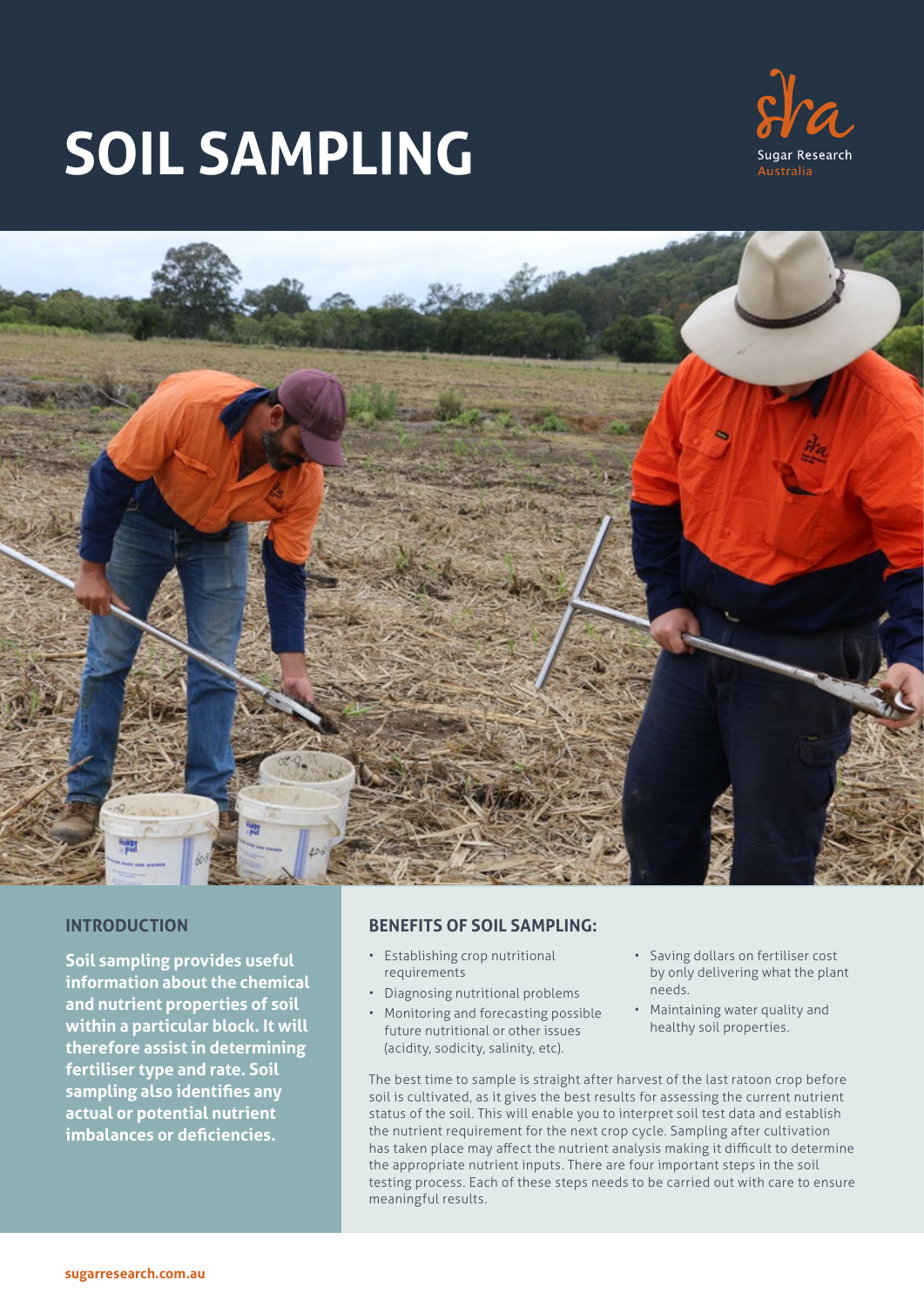# SOIL SAMPLING

Sugar Research Australia

## INTRODUCTION

**Soil sampling provides useful information about the chemical and nutrient properties of soil within a particular block. It will therefore assist in determining fertiliser type and rate. Soil sampling also identifies any actual or potential nutrient imbalances or deficiencies.**

## BENEFITS OF SOIL SAMPLING:

- Establishing crop nutritional requirements
- Diagnosing nutritional problems
- Monitoring and forecasting possible future nutritional or other issues (acidity, sodicity, salinity, etc).
- Saving dollars on fertiliser cost by only delivering what the plant needs.
- Maintaining water quality and healthy soil properties.

The best time to sample is straight after harvest of the last ratoon crop before soil is cultivated, as it gives the best results for assessing the current nutrient status of the soil. This will enable you to interpret soil test data and establish the nutrient requirement for the next crop cycle. Sampling after cultivation has taken place may affect the nutrient analysis making it difficult to determine the appropriate nutrient inputs. There are four important steps in the soil testing process. Each of these steps needs to be carried out with care to ensure meaningful results.

sugarresearch.com.au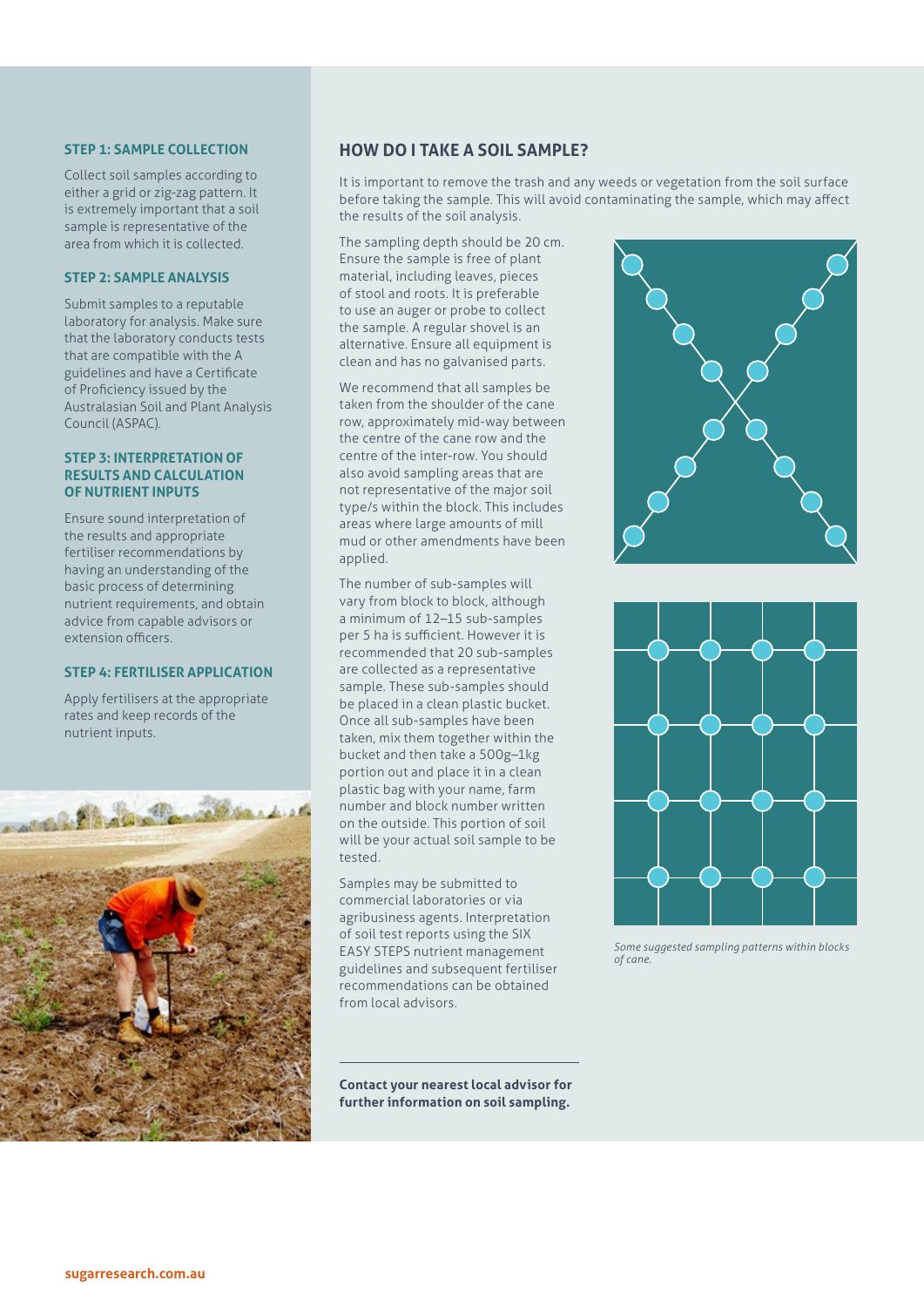### STEP 1: SAMPLE COLLECTION

Collect soil samples according to either a grid or zig-zag pattern. It is extremely important that a soil sample is representative of the area from which it is collected.

### STEP 2: SAMPLE ANALYSIS

Submit samples to a reputable laboratory for analysis. Make sure that the laboratory conducts tests that are compatible with the A guidelines and have a Certificate of Proficiency issued by the Australasian Soil and Plant Analysis Council (ASPAC).

### STEP 3: INTERPRETATION OF RESULTS AND CALCULATION OF NUTRIENT INPUTS

Ensure sound interpretation of the results and appropriate fertiliser recommendations by having an understanding of the basic process of determining nutrient requirements, and obtain advice from capable advisors or extension officers.

### STEP 4: FERTILISER APPLICATION

Apply fertilisers at the appropriate rates and keep records of the nutrient inputs.

## HOW DO I TAKE A SOIL SAMPLE?

It is important to remove the trash and any weeds or vegetation from the soil surface before taking the sample. This will avoid contaminating the sample, which may affect the results of the soil analysis.

The sampling depth should be 20 cm. Ensure the sample is free of plant material, including leaves, pieces of stool and roots. It is preferable to use an auger or probe to collect the sample. A regular shovel is an alternative. Ensure all equipment is clean and has no galvanised parts.

We recommend that all samples be taken from the shoulder of the cane row, approximately mid-way between the centre of the cane row and the centre of the inter-row. You should also avoid sampling areas that are not representative of the major soil type/s within the block. This includes areas where large amounts of mill mud or other amendments have been applied.

The number of sub-samples will vary from block to block, although a minimum of 12–15 sub-samples per 5 ha is sufficient. However it is recommended that 20 sub-samples are collected as a representative sample. These sub-samples should be placed in a clean plastic bucket. Once all sub-samples have been taken, mix them together within the bucket and then take a 500g–1kg portion out and place it in a clean plastic bag with your name, farm number and block number written on the outside. This portion of soil will be your actual soil sample to be tested.

Samples may be submitted to commercial laboratories or via agribusiness agents. Interpretation of soil test reports using the SIX EASY STEPS nutrient management guidelines and subsequent fertiliser recommendations can be obtained from local advisors.

*Some suggested sampling patterns within blocks of cane.*

**Contact your nearest local advisor for further information on soil sampling.**

sugarresearch.com.au